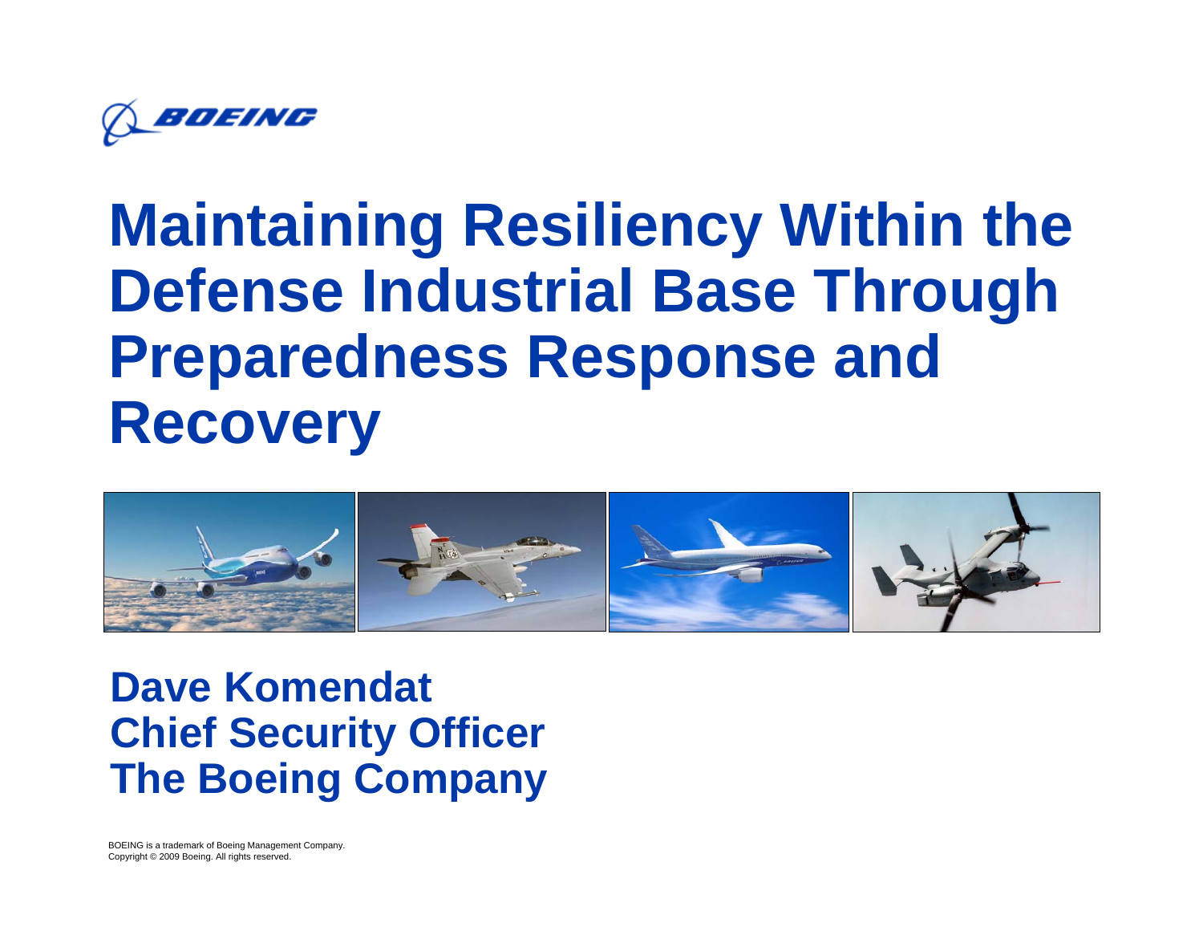BOEING

# Maintaining Resiliency Within the Defense Industrial Base Through Preparedness Response and Recovery

**Dave Komendat**
**Chief Security Officer**
**The Boeing Company**

BOEING is a trademark of Boeing Management Company.
Copyright © 2009 Boeing. All rights reserved.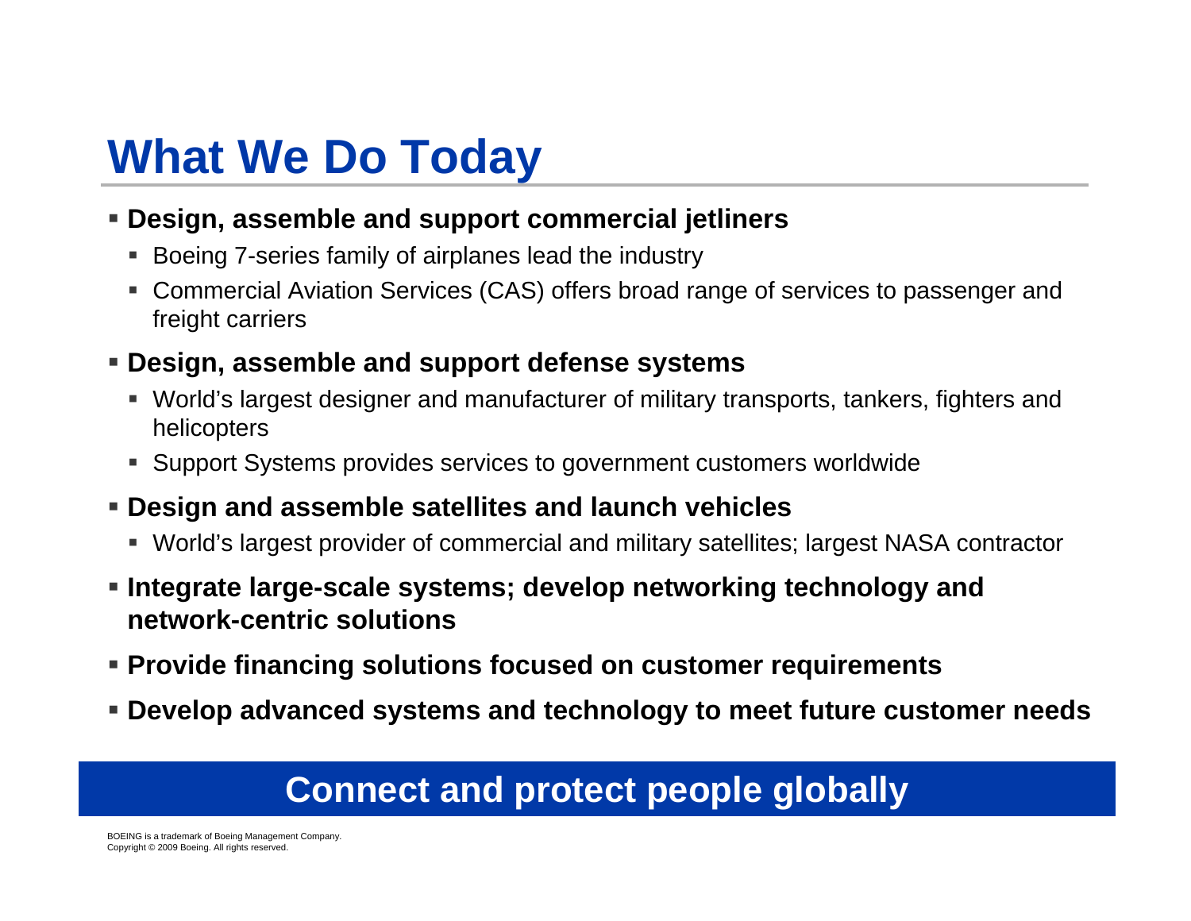# What We Do Today

- **Design, assemble and support commercial jetliners**
  - Boeing 7-series family of airplanes lead the industry
  - Commercial Aviation Services (CAS) offers broad range of services to passenger and freight carriers
- **Design, assemble and support defense systems**
  - World's largest designer and manufacturer of military transports, tankers, fighters and helicopters
  - Support Systems provides services to government customers worldwide
- **Design and assemble satellites and launch vehicles**
  - World's largest provider of commercial and military satellites; largest NASA contractor
- **Integrate large-scale systems; develop networking technology and network-centric solutions**
- **Provide financing solutions focused on customer requirements**
- **Develop advanced systems and technology to meet future customer needs**

**Connect and protect people globally**

BOEING is a trademark of Boeing Management Company.
Copyright © 2009 Boeing. All rights reserved.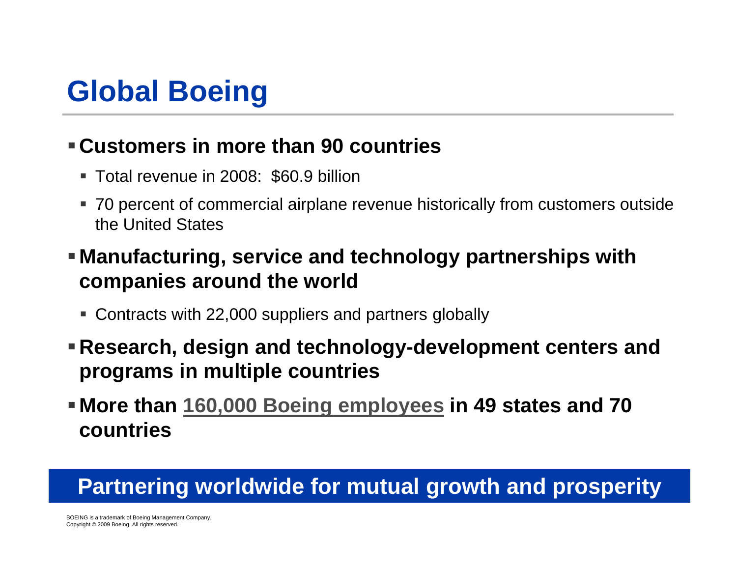# Global Boeing

- **Customers in more than 90 countries**
  - Total revenue in 2008: $60.9 billion
  - 70 percent of commercial airplane revenue historically from customers outside the United States
- **Manufacturing, service and technology partnerships with companies around the world**
  - Contracts with 22,000 suppliers and partners globally
- **Research, design and technology-development centers and programs in multiple countries**
- **More than 160,000 Boeing employees in 49 states and 70 countries**

**Partnering worldwide for mutual growth and prosperity**

BOEING is a trademark of Boeing Management Company.
Copyright © 2009 Boeing. All rights reserved.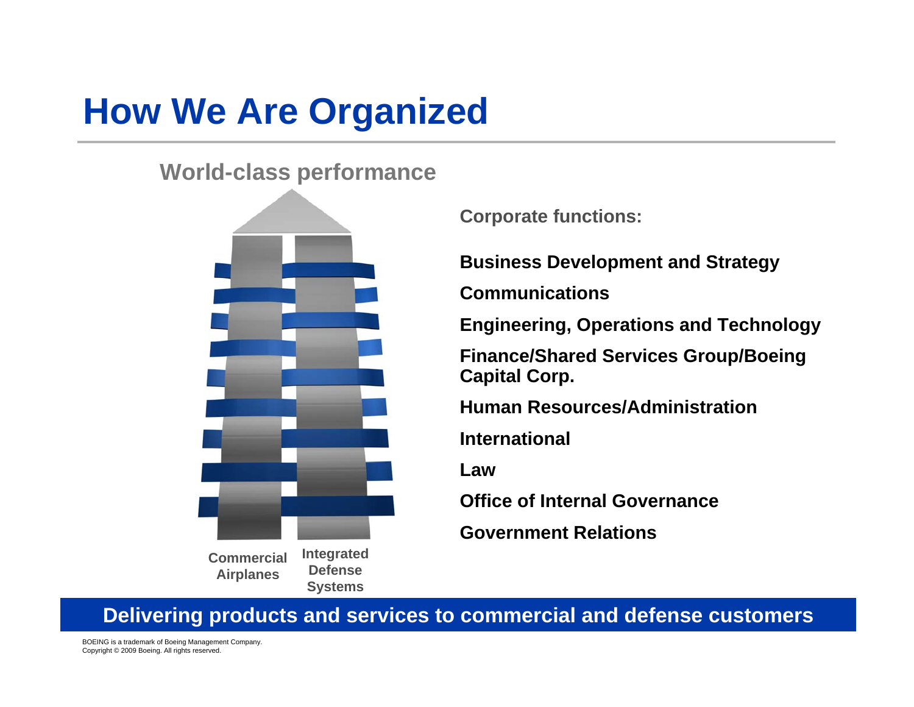# How We Are Organized

World-class performance

Commercial Airplanes

Integrated Defense Systems

**Corporate functions:**

**Business Development and Strategy**

**Communications**

**Engineering, Operations and Technology**

**Finance/Shared Services Group/Boeing Capital Corp.**

**Human Resources/Administration**

**International**

**Law**

**Office of Internal Governance**

**Government Relations**

**Delivering products and services to commercial and defense customers**

BOEING is a trademark of Boeing Management Company.
Copyright © 2009 Boeing. All rights reserved.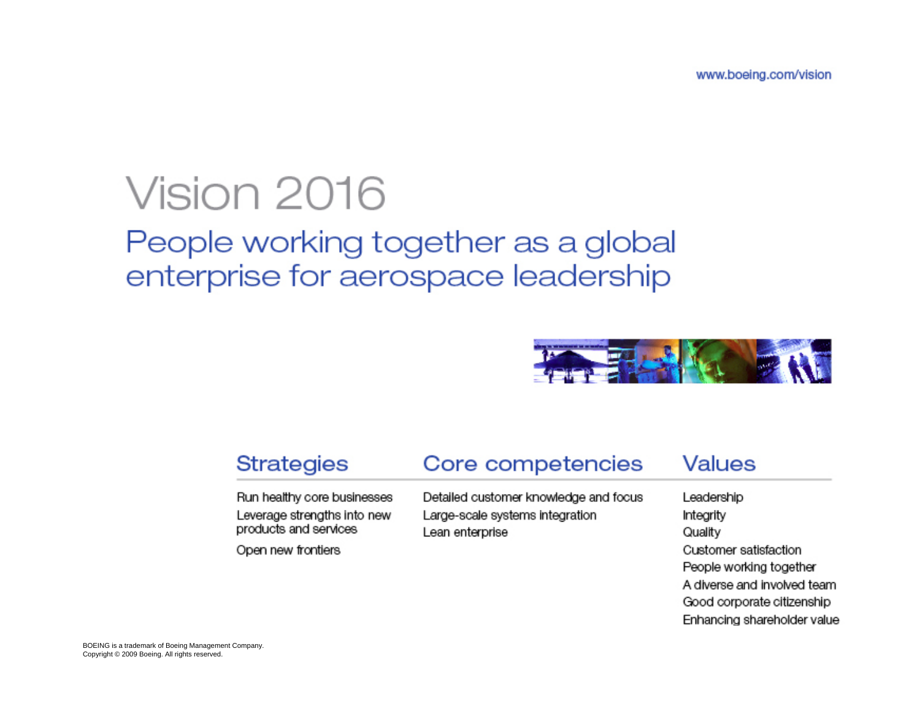www.boeing.com/vision

# Vision 2016

## People working together as a global enterprise for aerospace leadership

| Strategies | Core competencies | Values |
|---|---|---|
| Run healthy core businesses | Detailed customer knowledge and focus | Leadership |
| Leverage strengths into new products and services | Large-scale systems integration | Integrity |
| Open new frontiers | Lean enterprise | Quality |
| | | Customer satisfaction |
| | | People working together |
| | | A diverse and involved team |
| | | Good corporate citizenship |
| | | Enhancing shareholder value |

BOEING is a trademark of Boeing Management Company.
Copyright © 2009 Boeing. All rights reserved.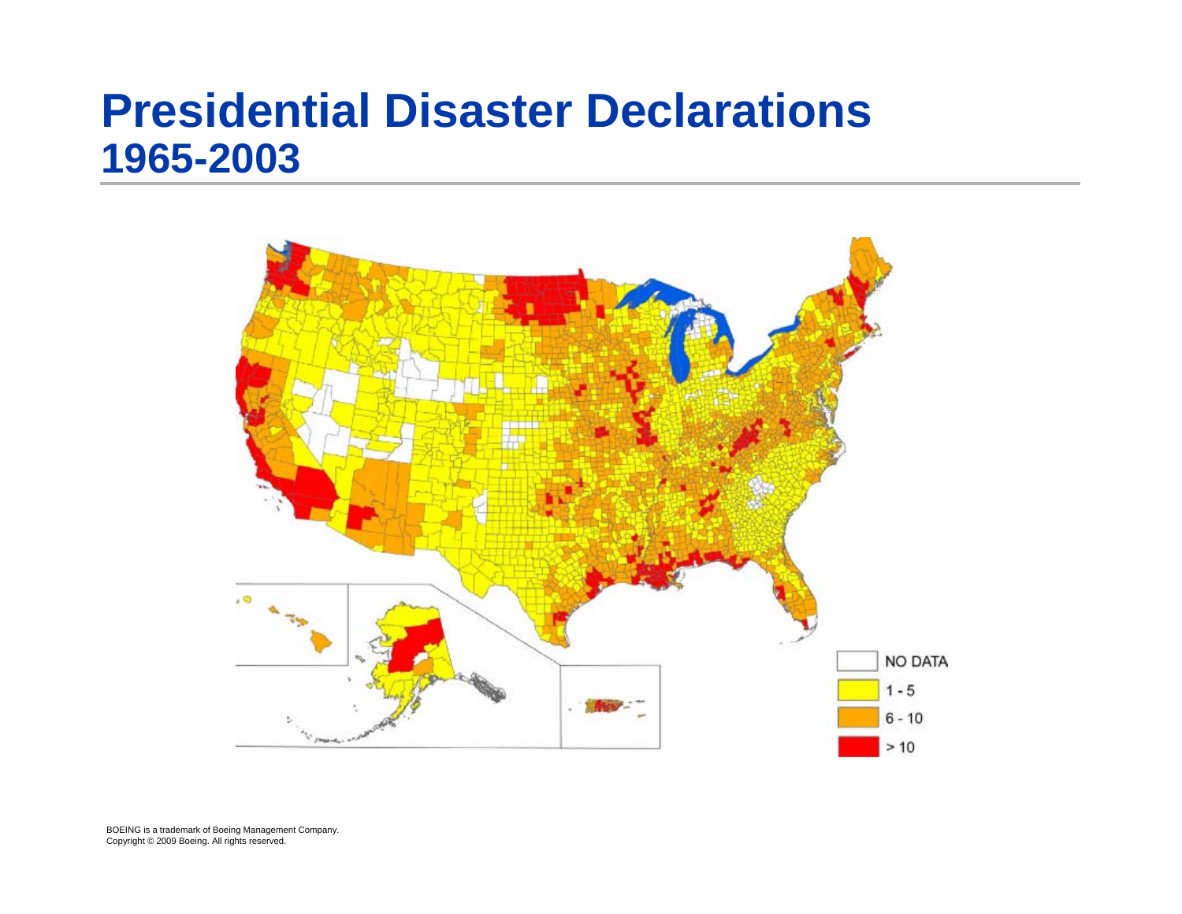# Presidential Disaster Declarations
## 1965-2003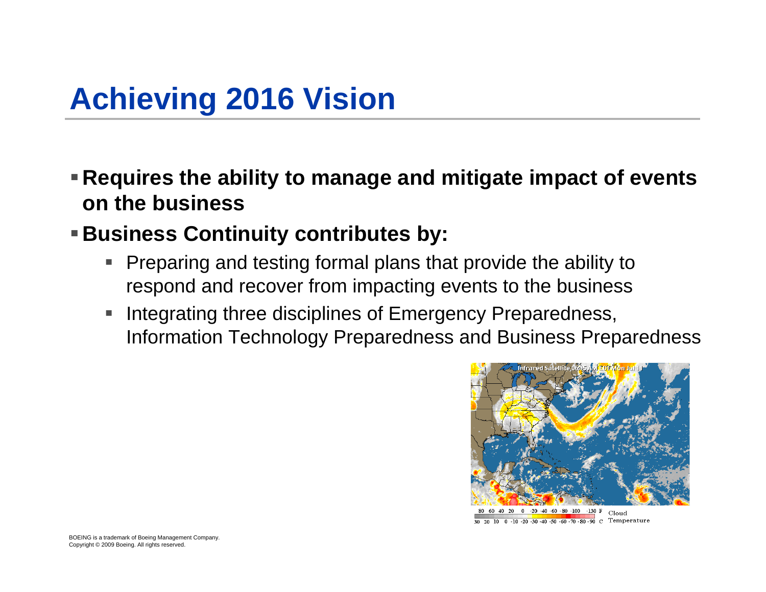# Achieving 2016 Vision

- **Requires the ability to manage and mitigate impact of events on the business**
- **Business Continuity contributes by:**
  - Preparing and testing formal plans that provide the ability to respond and recover from impacting events to the business
  - Integrating three disciplines of Emergency Preparedness, Information Technology Preparedness and Business Preparedness

BOEING is a trademark of Boeing Management Company.
Copyright © 2009 Boeing. All rights reserved.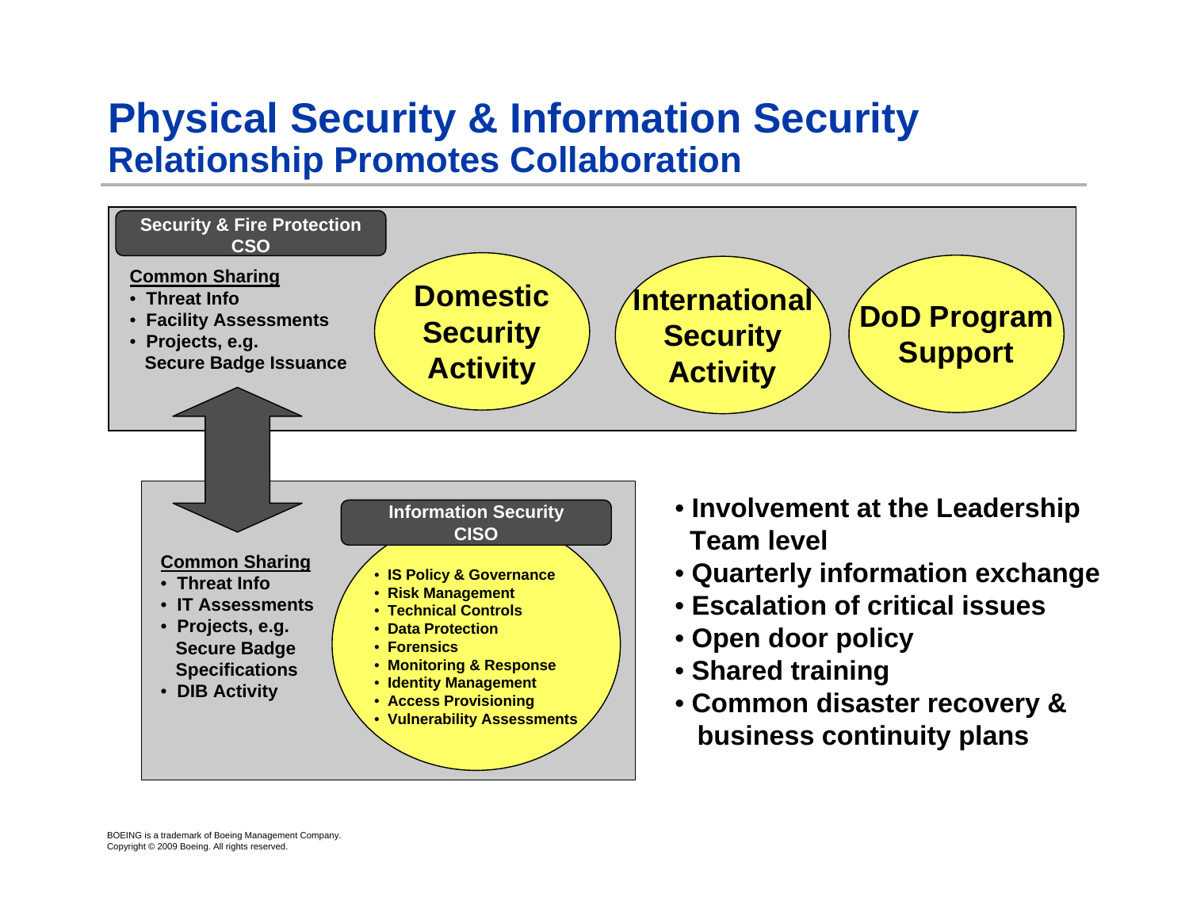# Physical Security & Information Security

## Relationship Promotes Collaboration

**Security & Fire Protection CSO**

**Common Sharing**

- Threat Info
- Facility Assessments
- Projects, e.g. Secure Badge Issuance

**Domestic Security Activity**

**International Security Activity**

**DoD Program Support**

**Information Security CISO**

- IS Policy & Governance
- Risk Management
- Technical Controls
- Data Protection
- Forensics
- Monitoring & Response
- Identity Management
- Access Provisioning
- Vulnerability Assessments

**Common Sharing**

- Threat Info
- IT Assessments
- Projects, e.g. Secure Badge Specifications
- DIB Activity

- Involvement at the Leadership Team level
- Quarterly information exchange
- Escalation of critical issues
- Open door policy
- Shared training
- Common disaster recovery & business continuity plans

BOEING is a trademark of Boeing Management Company.
Copyright © 2009 Boeing. All rights reserved.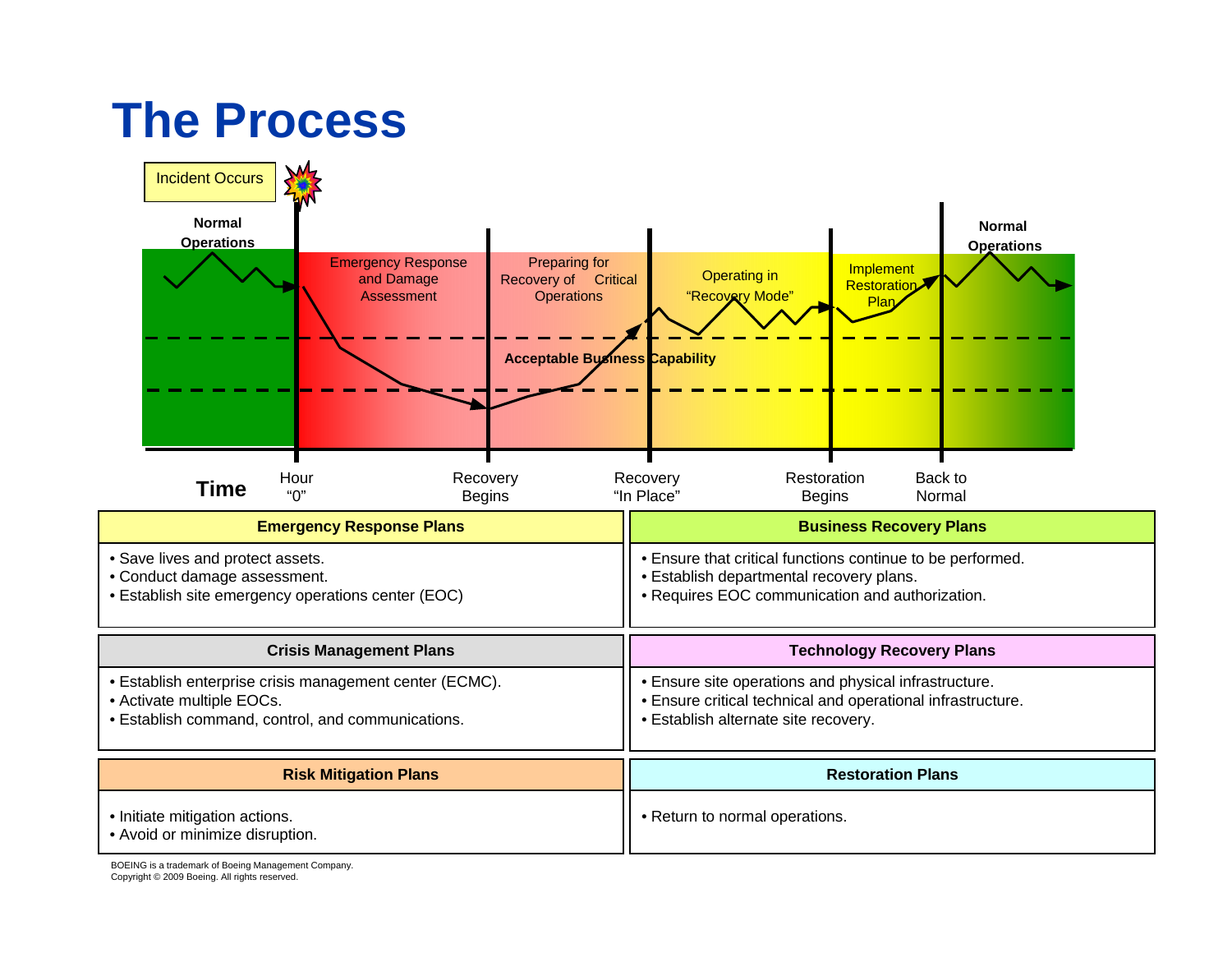# The Process

Incident Occurs

Normal Operations | Emergency Response and Damage Assessment | Preparing for Recovery of Critical Operations | Operating in "Recovery Mode" | Implement Restoration Plan | Normal Operations

Acceptable Business Capability

Time: Hour "0" | Recovery Begins | Recovery "In Place" | Restoration Begins | Back to Normal

| Emergency Response Plans | Business Recovery Plans |
|---|---|
| • Save lives and protect assets.<br>• Conduct damage assessment.<br>• Establish site emergency operations center (EOC) | • Ensure that critical functions continue to be performed.<br>• Establish departmental recovery plans.<br>• Requires EOC communication and authorization. |

| Crisis Management Plans | Technology Recovery Plans |
|---|---|
| • Establish enterprise crisis management center (ECMC).<br>• Activate multiple EOCs.<br>• Establish command, control, and communications. | • Ensure site operations and physical infrastructure.<br>• Ensure critical technical and operational infrastructure.<br>• Establish alternate site recovery. |

| Risk Mitigation Plans | Restoration Plans |
|---|---|
| • Initiate mitigation actions.<br>• Avoid or minimize disruption. | • Return to normal operations. |

BOEING is a trademark of Boeing Management Company.
Copyright © 2009 Boeing. All rights reserved.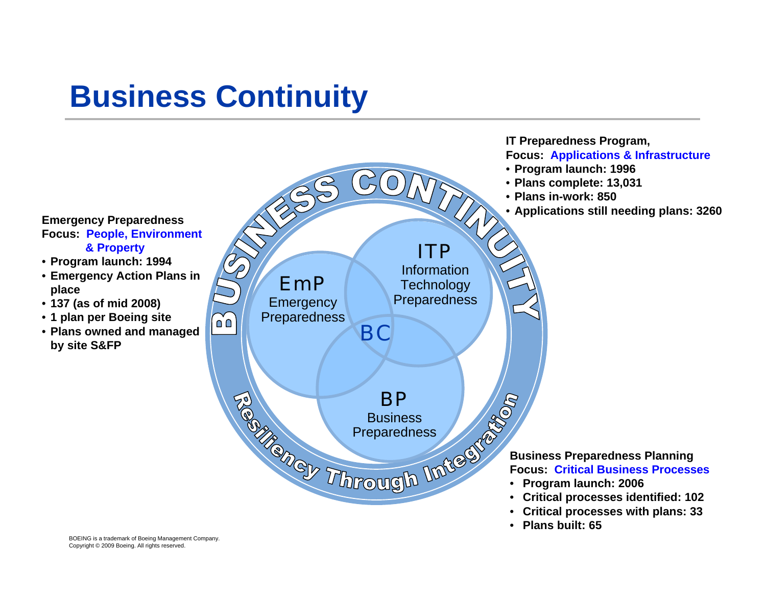# Business Continuity

**Emergency Preparedness**
**Focus: People, Environment & Property**

- **Program launch: 1994**
- **Emergency Action Plans in place**
- **137 (as of mid 2008)**
- **1 plan per Boeing site**
- **Plans owned and managed by site S&FP**

**IT Preparedness Program,**
**Focus: Applications & Infrastructure**

- **Program launch: 1996**
- **Plans complete: 13,031**
- **Plans in-work: 850**
- **Applications still needing plans: 3260**

BUSINESS CONTINUITY

EmP
Emergency Preparedness

ITP
Information Technology Preparedness

BC

BP
Business Preparedness

Resiliency Through Integration

**Business Preparedness Planning**
**Focus: Critical Business Processes**

- **Program launch: 2006**
- **Critical processes identified: 102**
- **Critical processes with plans: 33**
- **Plans built: 65**

BOEING is a trademark of Boeing Management Company.
Copyright © 2009 Boeing. All rights reserved.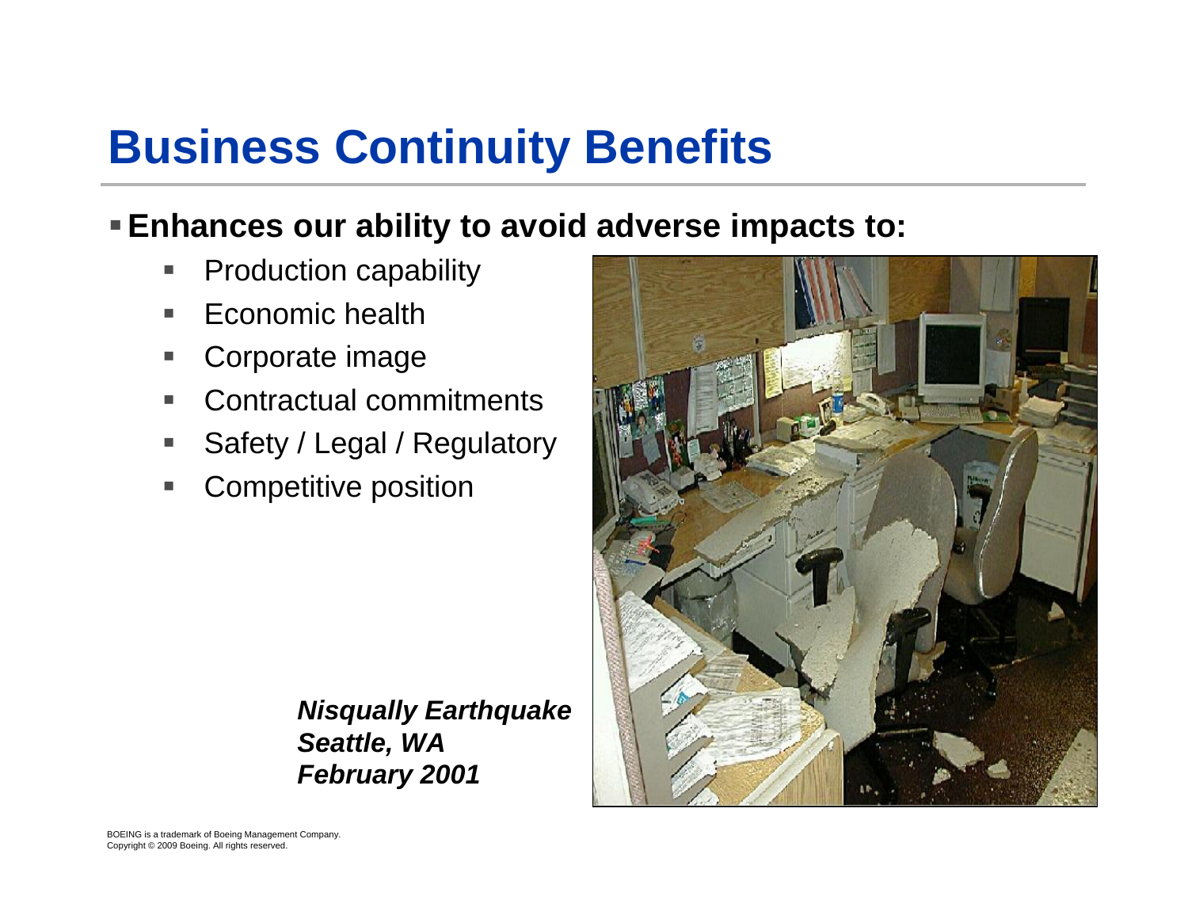# Business Continuity Benefits

- **Enhances our ability to avoid adverse impacts to:**
  - Production capability
  - Economic health
  - Corporate image
  - Contractual commitments
  - Safety / Legal / Regulatory
  - Competitive position

***Nisqually Earthquake***
***Seattle, WA***
***February 2001***

BOEING is a trademark of Boeing Management Company.
Copyright © 2009 Boeing. All rights reserved.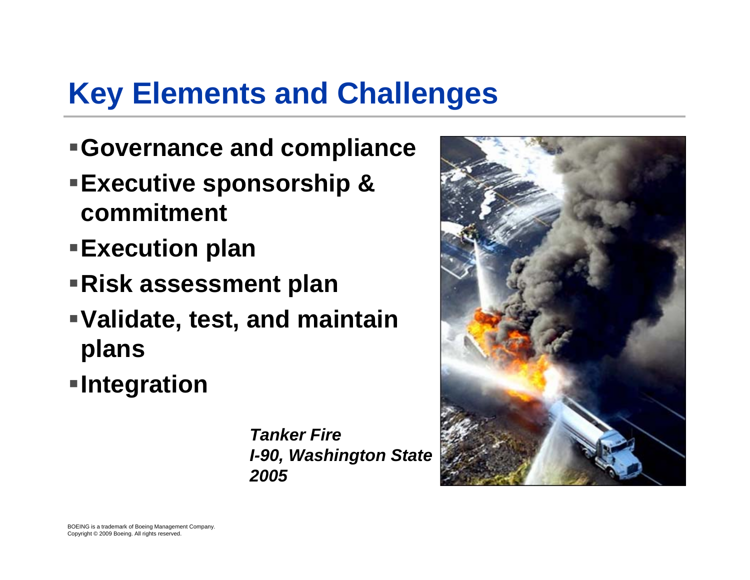# Key Elements and Challenges

- **Governance and compliance**
- **Executive sponsorship & commitment**
- **Execution plan**
- **Risk assessment plan**
- **Validate, test, and maintain plans**
- **Integration**

***Tanker Fire***
***I-90, Washington State***
***2005***

BOEING is a trademark of Boeing Management Company.
Copyright © 2009 Boeing. All rights reserved.